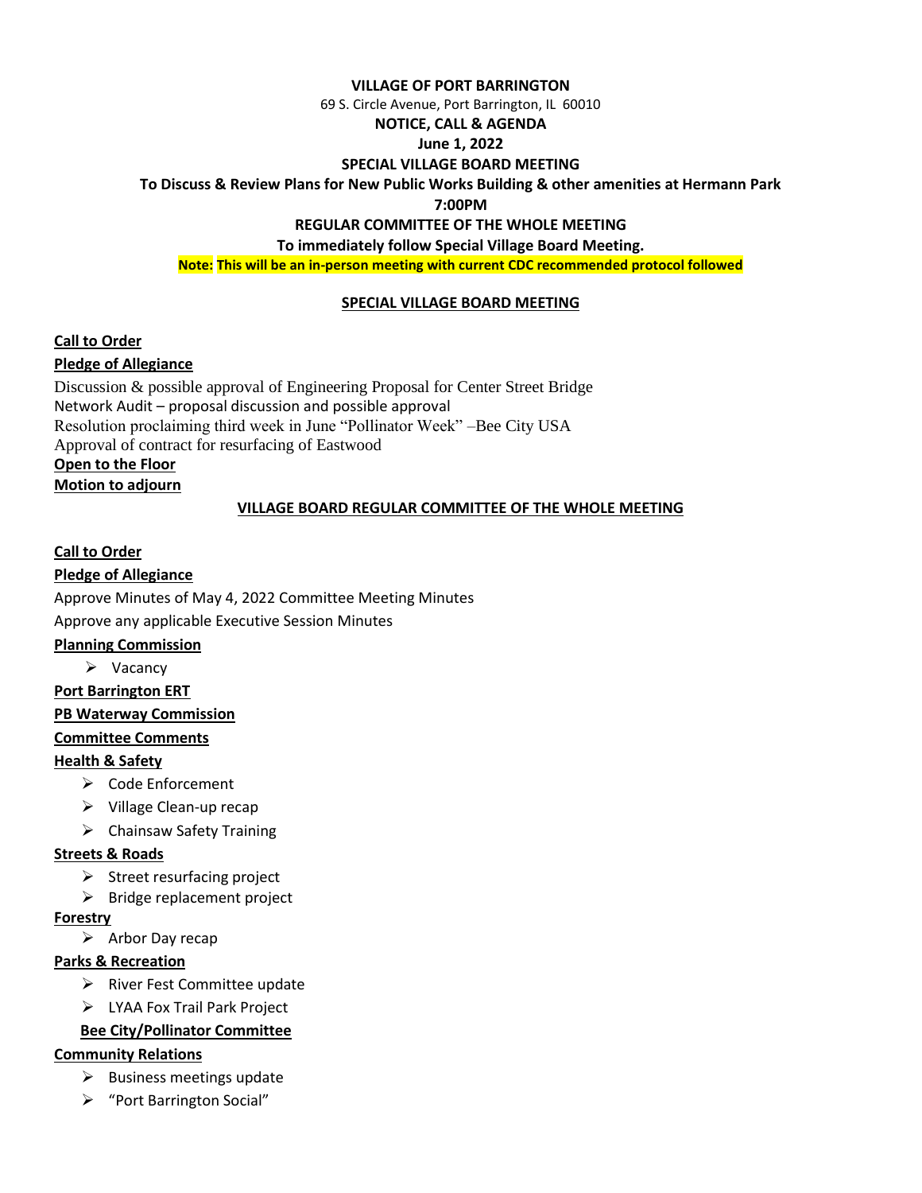**VILLAGE OF PORT BARRINGTON**

69 S. Circle Avenue, Port Barrington, IL 60010

**NOTICE, CALL & AGENDA**

**June 1, 2022**

**SPECIAL VILLAGE BOARD MEETING**

**To Discuss & Review Plans for New Public Works Building & other amenities at Hermann Park**

**7:00PM**

**REGULAR COMMITTEE OF THE WHOLE MEETING**

**To immediately follow Special Village Board Meeting.**

**Note: This will be an in-person meeting with current CDC recommended protocol followed**

## SPECIAL VILLAGE BOARD MEETING

**Call to Order**

**Pledge of Allegiance**

Discussion & possible approval of Engineering Proposal for Center Street Bridge
Network Audit – proposal discussion and possible approval
Resolution proclaiming third week in June "Pollinator Week" –Bee City USA
Approval of contract for resurfacing of Eastwood

**Open to the Floor**

**Motion to adjourn**

## VILLAGE BOARD REGULAR COMMITTEE OF THE WHOLE MEETING

**Call to Order**

**Pledge of Allegiance**

Approve Minutes of May 4, 2022 Committee Meeting Minutes

Approve any applicable Executive Session Minutes

**Planning Commission**

- Vacancy

**Port Barrington ERT**

**PB Waterway Commission**

**Committee Comments**

**Health & Safety**

- Code Enforcement
- Village Clean-up recap
- Chainsaw Safety Training

**Streets & Roads**

- Street resurfacing project
- Bridge replacement project

**Forestry**

- Arbor Day recap

**Parks & Recreation**

- River Fest Committee update
- LYAA Fox Trail Park Project

**Bee City/Pollinator Committee**

**Community Relations**

- Business meetings update
- "Port Barrington Social"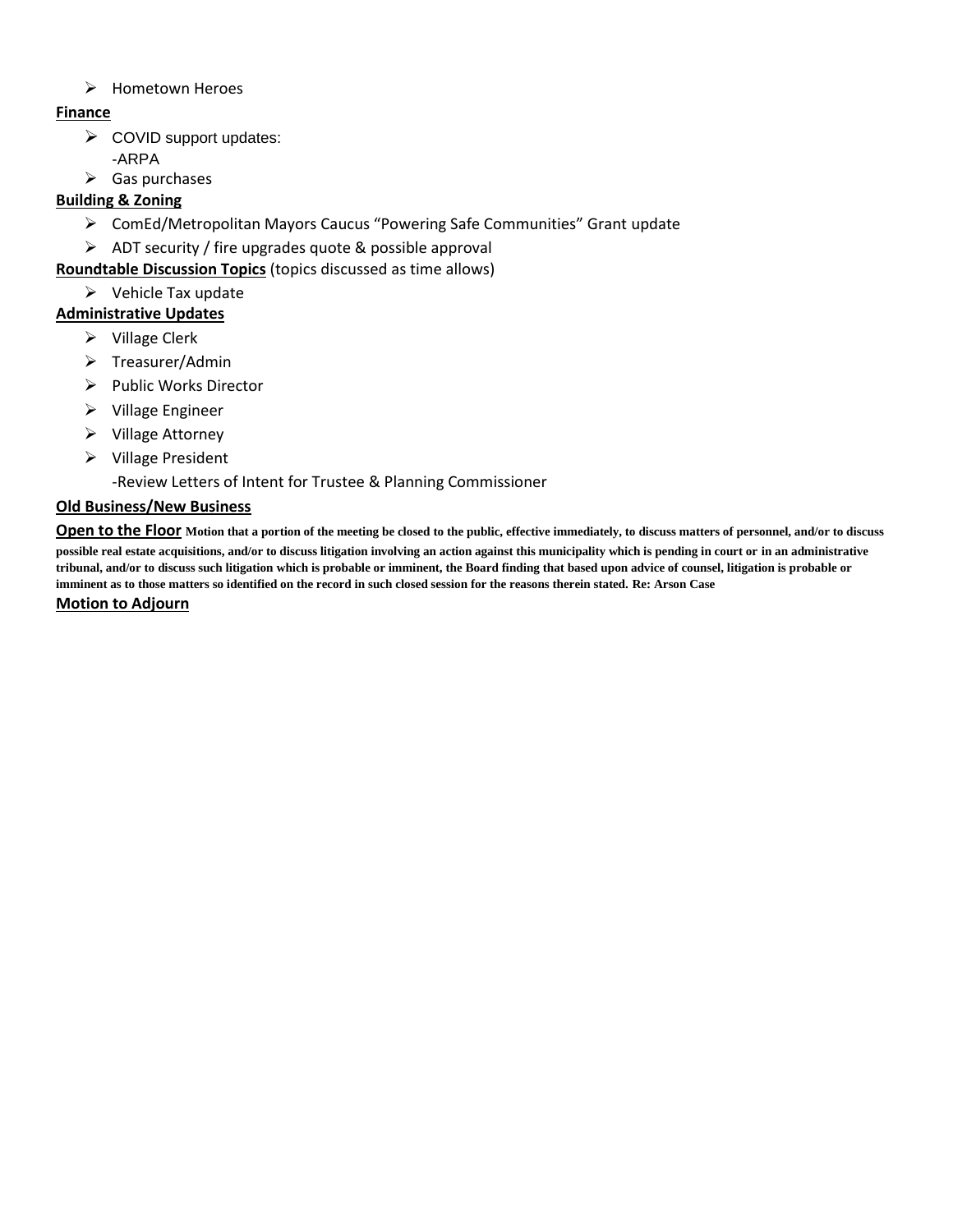- Hometown Heroes

**Finance**

- COVID support updates:
  -ARPA
- Gas purchases

**Building & Zoning**

- ComEd/Metropolitan Mayors Caucus "Powering Safe Communities" Grant update
- ADT security / fire upgrades quote & possible approval

**Roundtable Discussion Topics** (topics discussed as time allows)

- Vehicle Tax update

**Administrative Updates**

- Village Clerk
- Treasurer/Admin
- Public Works Director
- Village Engineer
- Village Attorney
- Village President
  -Review Letters of Intent for Trustee & Planning Commissioner

**Old Business/New Business**

**Open to the Floor** **Motion that a portion of the meeting be closed to the public, effective immediately, to discuss matters of personnel, and/or to discuss possible real estate acquisitions, and/or to discuss litigation involving an action against this municipality which is pending in court or in an administrative tribunal, and/or to discuss such litigation which is probable or imminent, the Board finding that based upon advice of counsel, litigation is probable or imminent as to those matters so identified on the record in such closed session for the reasons therein stated. Re: Arson Case**

**Motion to Adjourn**